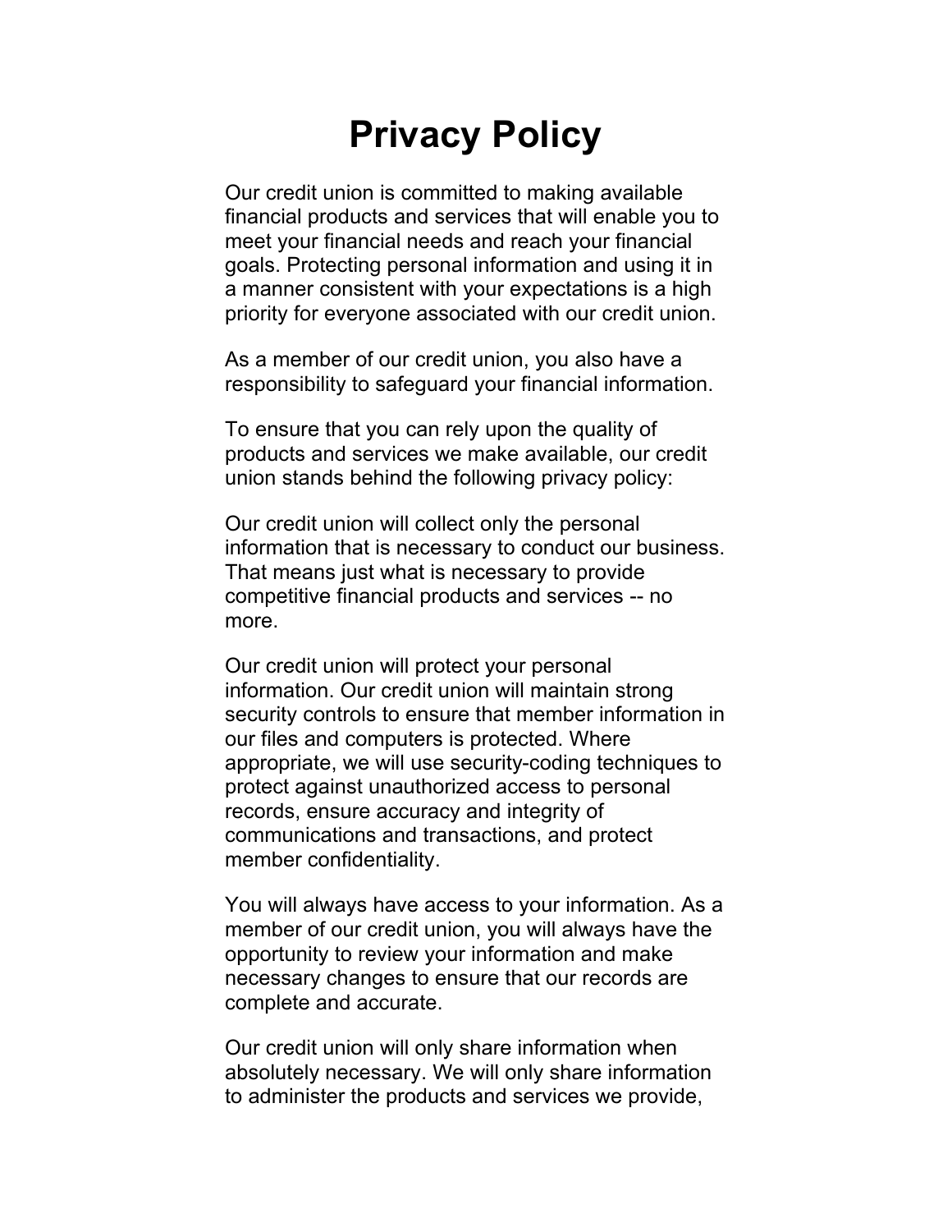# Privacy Policy

Our credit union is committed to making available financial products and services that will enable you to meet your financial needs and reach your financial goals. Protecting personal information and using it in a manner consistent with your expectations is a high priority for everyone associated with our credit union.

As a member of our credit union, you also have a responsibility to safeguard your financial information.

To ensure that you can rely upon the quality of products and services we make available, our credit union stands behind the following privacy policy:

Our credit union will collect only the personal information that is necessary to conduct our business. That means just what is necessary to provide competitive financial products and services -- no more.

Our credit union will protect your personal information. Our credit union will maintain strong security controls to ensure that member information in our files and computers is protected. Where appropriate, we will use security-coding techniques to protect against unauthorized access to personal records, ensure accuracy and integrity of communications and transactions, and protect member confidentiality.

You will always have access to your information. As a member of our credit union, you will always have the opportunity to review your information and make necessary changes to ensure that our records are complete and accurate.

Our credit union will only share information when absolutely necessary. We will only share information to administer the products and services we provide,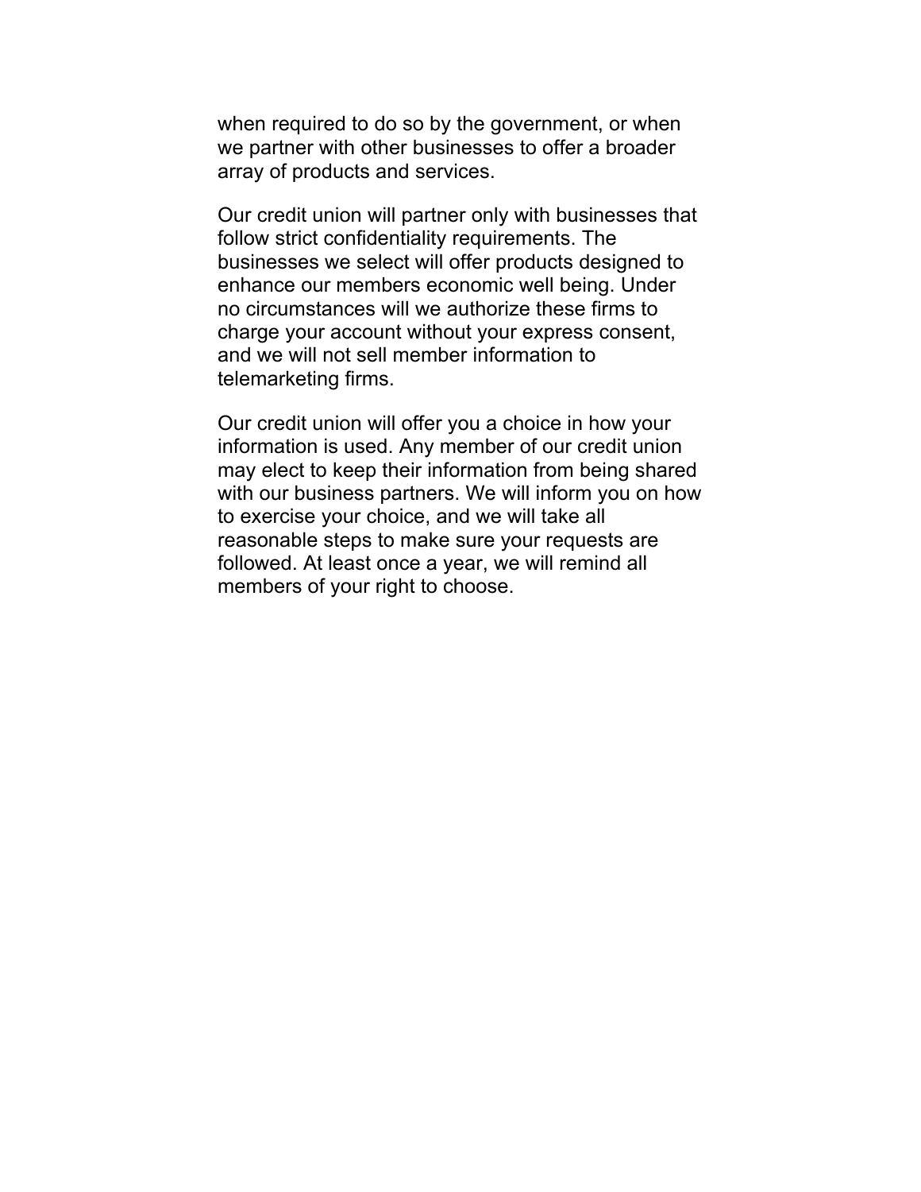when required to do so by the government, or when we partner with other businesses to offer a broader array of products and services.

Our credit union will partner only with businesses that follow strict confidentiality requirements. The businesses we select will offer products designed to enhance our members economic well being. Under no circumstances will we authorize these firms to charge your account without your express consent, and we will not sell member information to telemarketing firms.

Our credit union will offer you a choice in how your information is used. Any member of our credit union may elect to keep their information from being shared with our business partners. We will inform you on how to exercise your choice, and we will take all reasonable steps to make sure your requests are followed. At least once a year, we will remind all members of your right to choose.